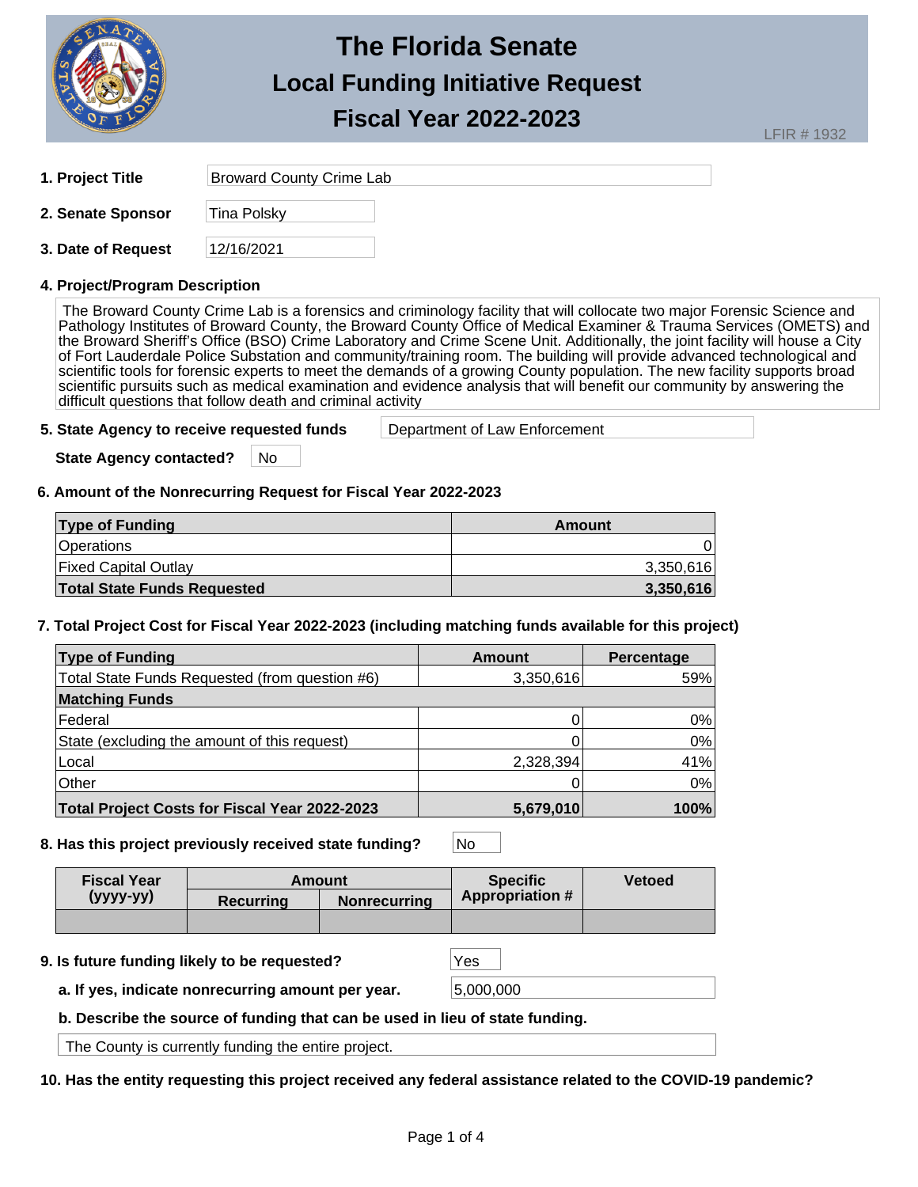# The Florida Senate
## Local Funding Initiative Request
## Fiscal Year 2022-2023

LFIR # 1932

**1. Project Title** Broward County Crime Lab

**2. Senate Sponsor** Tina Polsky

**3. Date of Request** 12/16/2021

**4. Project/Program Description**

The Broward County Crime Lab is a forensics and criminology facility that will collocate two major Forensic Science and Pathology Institutes of Broward County, the Broward County Office of Medical Examiner & Trauma Services (OMETS) and the Broward Sheriff's Office (BSO) Crime Laboratory and Crime Scene Unit. Additionally, the joint facility will house a City of Fort Lauderdale Police Substation and community/training room. The building will provide advanced technological and scientific tools for forensic experts to meet the demands of a growing County population. The new facility supports broad scientific pursuits such as medical examination and evidence analysis that will benefit our community by answering the difficult questions that follow death and criminal activity

**5. State Agency to receive requested funds** Department of Law Enforcement

**State Agency contacted?** No

**6. Amount of the Nonrecurring Request for Fiscal Year 2022-2023**

| Type of Funding | Amount |
|---|---|
| Operations | 0 |
| Fixed Capital Outlay | 3,350,616 |
| **Total State Funds Requested** | **3,350,616** |

**7. Total Project Cost for Fiscal Year 2022-2023 (including matching funds available for this project)**

| Type of Funding | Amount | Percentage |
|---|---|---|
| Total State Funds Requested (from question #6) | 3,350,616 | 59% |
| **Matching Funds** | | |
| Federal | 0 | 0% |
| State (excluding the amount of this request) | 0 | 0% |
| Local | 2,328,394 | 41% |
| Other | 0 | 0% |
| **Total Project Costs for Fiscal Year 2022-2023** | **5,679,010** | **100%** |

**8. Has this project previously received state funding?** No

| Fiscal Year (yyyy-yy) | Amount | | Specific Appropriation # | Vetoed |
|---|---|---|---|---|
| | Recurring | Nonrecurring | | |
| | | | | |

**9. Is future funding likely to be requested?** Yes

**a. If yes, indicate nonrecurring amount per year.** 5,000,000

**b. Describe the source of funding that can be used in lieu of state funding.**

The County is currently funding the entire project.

**10. Has the entity requesting this project received any federal assistance related to the COVID-19 pandemic?**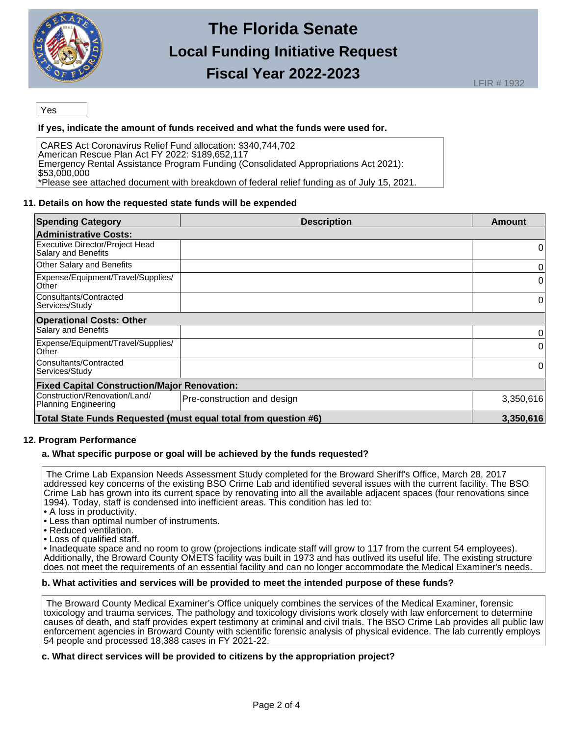# The Florida Senate
## Local Funding Initiative Request
## Fiscal Year 2022-2023

LFIR # 1932

Yes

**If yes, indicate the amount of funds received and what the funds were used for.**

CARES Act Coronavirus Relief Fund allocation: $340,744,702
American Rescue Plan Act FY 2022: $189,652,117
Emergency Rental Assistance Program Funding (Consolidated Appropriations Act 2021): $53,000,000
*Please see attached document with breakdown of federal relief funding as of July 15, 2021.

### 11. Details on how the requested state funds will be expended

| Spending Category | Description | Amount |
|---|---|---|
| **Administrative Costs:** | | |
| Executive Director/Project Head Salary and Benefits | | 0 |
| Other Salary and Benefits | | 0 |
| Expense/Equipment/Travel/Supplies/Other | | 0 |
| Consultants/Contracted Services/Study | | 0 |
| **Operational Costs: Other** | | |
| Salary and Benefits | | 0 |
| Expense/Equipment/Travel/Supplies/Other | | 0 |
| Consultants/Contracted Services/Study | | 0 |
| **Fixed Capital Construction/Major Renovation:** | | |
| Construction/Renovation/Land/Planning Engineering | Pre-construction and design | 3,350,616 |
| **Total State Funds Requested (must equal total from question #6)** | | **3,350,616** |

### 12. Program Performance

**a. What specific purpose or goal will be achieved by the funds requested?**

The Crime Lab Expansion Needs Assessment Study completed for the Broward Sheriff's Office, March 28, 2017 addressed key concerns of the existing BSO Crime Lab and identified several issues with the current facility. The BSO Crime Lab has grown into its current space by renovating into all the available adjacent spaces (four renovations since 1994). Today, staff is condensed into inefficient areas. This condition has led to:

- A loss in productivity.
- Less than optimal number of instruments.
- Reduced ventilation.
- Loss of qualified staff.
- Inadequate space and no room to grow (projections indicate staff will grow to 117 from the current 54 employees).

Additionally, the Broward County OMETS facility was built in 1973 and has outlived its useful life. The existing structure does not meet the requirements of an essential facility and can no longer accommodate the Medical Examiner's needs.

**b. What activities and services will be provided to meet the intended purpose of these funds?**

The Broward County Medical Examiner's Office uniquely combines the services of the Medical Examiner, forensic toxicology and trauma services. The pathology and toxicology divisions work closely with law enforcement to determine causes of death, and staff provides expert testimony at criminal and civil trials. The BSO Crime Lab provides all public law enforcement agencies in Broward County with scientific forensic analysis of physical evidence. The lab currently employs 54 people and processed 18,388 cases in FY 2021-22.

**c. What direct services will be provided to citizens by the appropriation project?**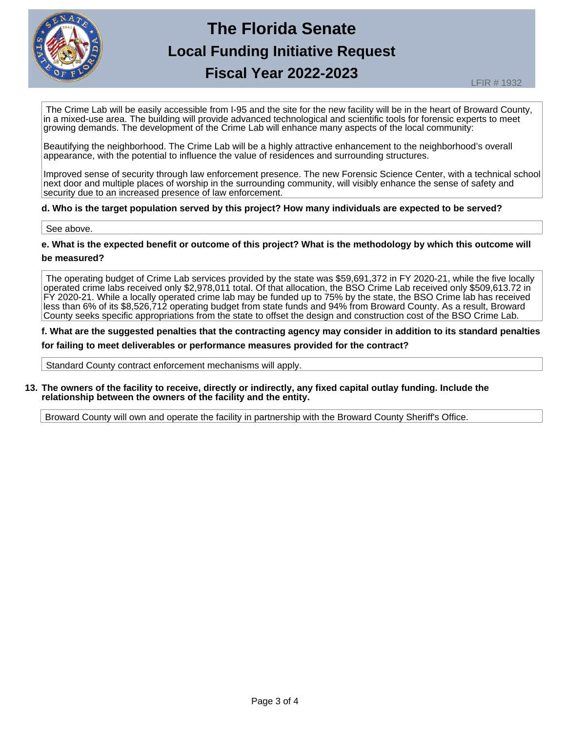The Crime Lab will be easily accessible from I-95 and the site for the new facility will be in the heart of Broward County, in a mixed-use area. The building will provide advanced technological and scientific tools for forensic experts to meet growing demands. The development of the Crime Lab will enhance many aspects of the local community:

Beautifying the neighborhood. The Crime Lab will be a highly attractive enhancement to the neighborhood's overall appearance, with the potential to influence the value of residences and surrounding structures.

Improved sense of security through law enforcement presence. The new Forensic Science Center, with a technical school next door and multiple places of worship in the surrounding community, will visibly enhance the sense of safety and security due to an increased presence of law enforcement.

**d. Who is the target population served by this project? How many individuals are expected to be served?**

See above.

**e. What is the expected benefit or outcome of this project? What is the methodology by which this outcome will be measured?**

The operating budget of Crime Lab services provided by the state was $59,691,372 in FY 2020-21, while the five locally operated crime labs received only $2,978,011 total. Of that allocation, the BSO Crime Lab received only $509,613.72 in FY 2020-21. While a locally operated crime lab may be funded up to 75% by the state, the BSO Crime lab has received less than 6% of its $8,526,712 operating budget from state funds and 94% from Broward County. As a result, Broward County seeks specific appropriations from the state to offset the design and construction cost of the BSO Crime Lab.

**f. What are the suggested penalties that the contracting agency may consider in addition to its standard penalties for failing to meet deliverables or performance measures provided for the contract?**

Standard County contract enforcement mechanisms will apply.

**13. The owners of the facility to receive, directly or indirectly, any fixed capital outlay funding. Include the relationship between the owners of the facility and the entity.**

Broward County will own and operate the facility in partnership with the Broward County Sheriff's Office.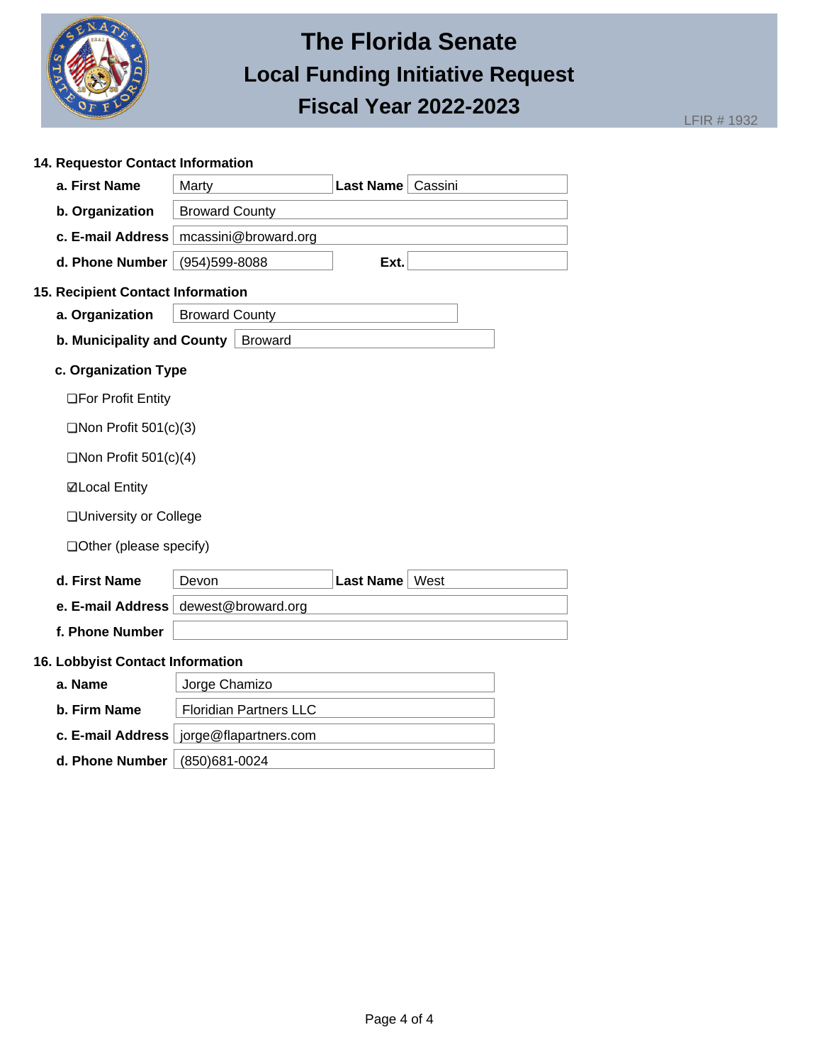# The Florida Senate
## Local Funding Initiative Request
## Fiscal Year 2022-2023

LFIR # 1932

### 14. Requestor Contact Information

a. **First Name** Marty **Last Name** Cassini

b. **Organization** Broward County

c. **E-mail Address** mcassini@broward.org

d. **Phone Number** (954)599-8088 **Ext.**

### 15. Recipient Contact Information

a. **Organization** Broward County

b. **Municipality and County** Broward

c. **Organization Type**

- ❑For Profit Entity
- ❑Non Profit 501(c)(3)
- ❑Non Profit 501(c)(4)
- ☑Local Entity
- ❑University or College
- ❑Other (please specify)

d. **First Name** Devon **Last Name** West

e. **E-mail Address** dewest@broward.org

f. **Phone Number**

### 16. Lobbyist Contact Information

a. **Name** Jorge Chamizo

b. **Firm Name** Floridian Partners LLC

c. **E-mail Address** jorge@flapartners.com

d. **Phone Number** (850)681-0024